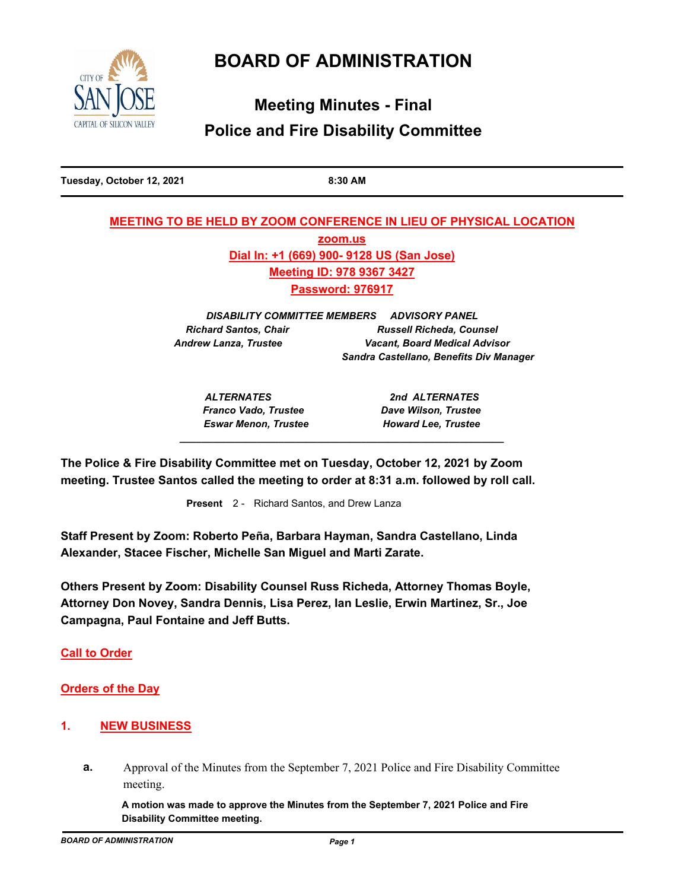# BOARD OF ADMINISTRATION

## Meeting Minutes - Final
## Police and Fire Disability Committee

**Tuesday, October 12, 2021** **8:30 AM**

**MEETING TO BE HELD BY ZOOM CONFERENCE IN LIEU OF PHYSICAL LOCATION**

**zoom.us**

**Dial In: +1 (669) 900- 9128 US (San Jose)**

**Meeting ID: 978 9367 3427**

**Password: 976917**

| *DISABILITY COMMITTEE MEMBERS* | *ADVISORY PANEL* |
|---|---|
| *Richard Santos, Chair* | *Russell Richeda, Counsel* |
| *Andrew Lanza, Trustee* | *Vacant, Board Medical Advisor* |
| | *Sandra Castellano, Benefits Div Manager* |

| *ALTERNATES* | *2nd ALTERNATES* |
|---|---|
| *Franco Vado, Trustee* | *Dave Wilson, Trustee* |
| *Eswar Menon, Trustee* | *Howard Lee, Trustee* |

**The Police & Fire Disability Committee met on Tuesday, October 12, 2021 by Zoom meeting. Trustee Santos called the meeting to order at 8:31 a.m. followed by roll call.**

**Present** 2 - Richard Santos, and Drew Lanza

**Staff Present by Zoom: Roberto Peña, Barbara Hayman, Sandra Castellano, Linda Alexander, Stacee Fischer, Michelle San Miguel and Marti Zarate.**

**Others Present by Zoom: Disability Counsel Russ Richeda, Attorney Thomas Boyle, Attorney Don Novey, Sandra Dennis, Lisa Perez, Ian Leslie, Erwin Martinez, Sr., Joe Campagna, Paul Fontaine and Jeff Butts.**

## Call to Order

## Orders of the Day

## 1. NEW BUSINESS

**a.** Approval of the Minutes from the September 7, 2021 Police and Fire Disability Committee meeting.

**A motion was made to approve the Minutes from the September 7, 2021 Police and Fire Disability Committee meeting.**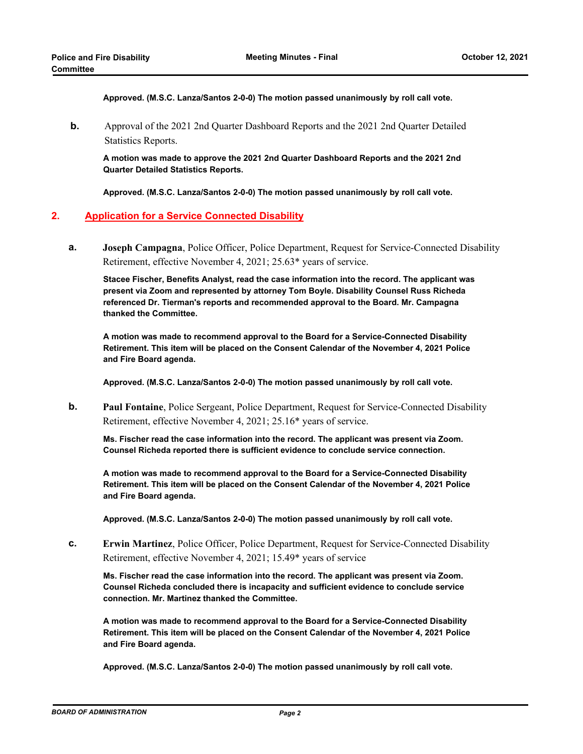**Approved. (M.S.C. Lanza/Santos 2-0-0) The motion passed unanimously by roll call vote.**

**b.** Approval of the 2021 2nd Quarter Dashboard Reports and the 2021 2nd Quarter Detailed Statistics Reports.

**A motion was made to approve the 2021 2nd Quarter Dashboard Reports and the 2021 2nd Quarter Detailed Statistics Reports.**

**Approved. (M.S.C. Lanza/Santos 2-0-0) The motion passed unanimously by roll call vote.**

## 2. Application for a Service Connected Disability

**a.** **Joseph Campagna**, Police Officer, Police Department, Request for Service-Connected Disability Retirement, effective November 4, 2021; 25.63* years of service.

**Stacee Fischer, Benefits Analyst, read the case information into the record. The applicant was present via Zoom and represented by attorney Tom Boyle. Disability Counsel Russ Richeda referenced Dr. Tierman's reports and recommended approval to the Board. Mr. Campagna thanked the Committee.**

**A motion was made to recommend approval to the Board for a Service-Connected Disability Retirement. This item will be placed on the Consent Calendar of the November 4, 2021 Police and Fire Board agenda.**

**Approved. (M.S.C. Lanza/Santos 2-0-0) The motion passed unanimously by roll call vote.**

**b.** **Paul Fontaine**, Police Sergeant, Police Department, Request for Service-Connected Disability Retirement, effective November 4, 2021; 25.16* years of service.

**Ms. Fischer read the case information into the record. The applicant was present via Zoom. Counsel Richeda reported there is sufficient evidence to conclude service connection.**

**A motion was made to recommend approval to the Board for a Service-Connected Disability Retirement. This item will be placed on the Consent Calendar of the November 4, 2021 Police and Fire Board agenda.**

**Approved. (M.S.C. Lanza/Santos 2-0-0) The motion passed unanimously by roll call vote.**

**c.** **Erwin Martinez**, Police Officer, Police Department, Request for Service-Connected Disability Retirement, effective November 4, 2021; 15.49* years of service

**Ms. Fischer read the case information into the record. The applicant was present via Zoom. Counsel Richeda concluded there is incapacity and sufficient evidence to conclude service connection. Mr. Martinez thanked the Committee.**

**A motion was made to recommend approval to the Board for a Service-Connected Disability Retirement. This item will be placed on the Consent Calendar of the November 4, 2021 Police and Fire Board agenda.**

**Approved. (M.S.C. Lanza/Santos 2-0-0) The motion passed unanimously by roll call vote.**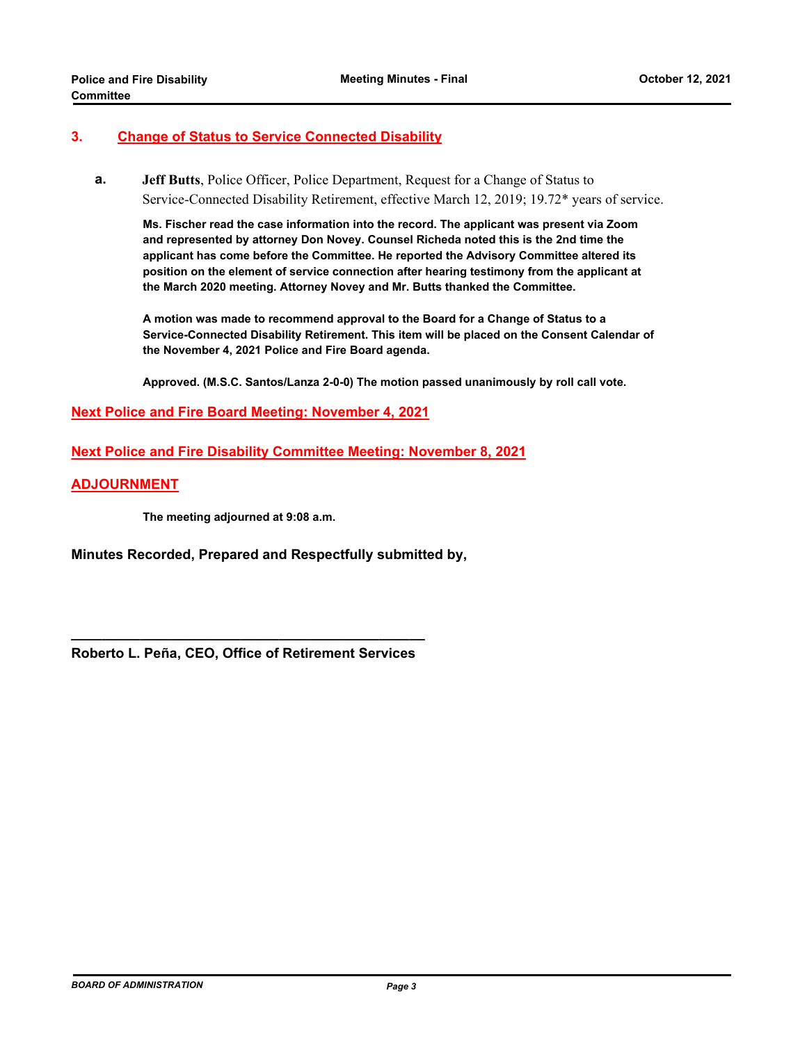## 3. Change of Status to Service Connected Disability

**a.** **Jeff Butts**, Police Officer, Police Department, Request for a Change of Status to Service-Connected Disability Retirement, effective March 12, 2019; 19.72* years of service.

**Ms. Fischer read the case information into the record. The applicant was present via Zoom and represented by attorney Don Novey. Counsel Richeda noted this is the 2nd time the applicant has come before the Committee. He reported the Advisory Committee altered its position on the element of service connection after hearing testimony from the applicant at the March 2020 meeting. Attorney Novey and Mr. Butts thanked the Committee.**

**A motion was made to recommend approval to the Board for a Change of Status to a Service-Connected Disability Retirement. This item will be placed on the Consent Calendar of the November 4, 2021 Police and Fire Board agenda.**

**Approved. (M.S.C. Santos/Lanza 2-0-0) The motion passed unanimously by roll call vote.**

## Next Police and Fire Board Meeting: November 4, 2021

## Next Police and Fire Disability Committee Meeting: November 8, 2021

## ADJOURNMENT

**The meeting adjourned at 9:08 a.m.**

**Minutes Recorded, Prepared and Respectfully submitted by,**

\_\_\_\_\_\_\_\_\_\_\_\_\_\_\_\_\_\_\_\_\_\_\_\_\_\_\_\_\_\_\_\_\_\_\_\_\_\_\_\_\_\_\_\_

**Roberto L. Peña, CEO, Office of Retirement Services**